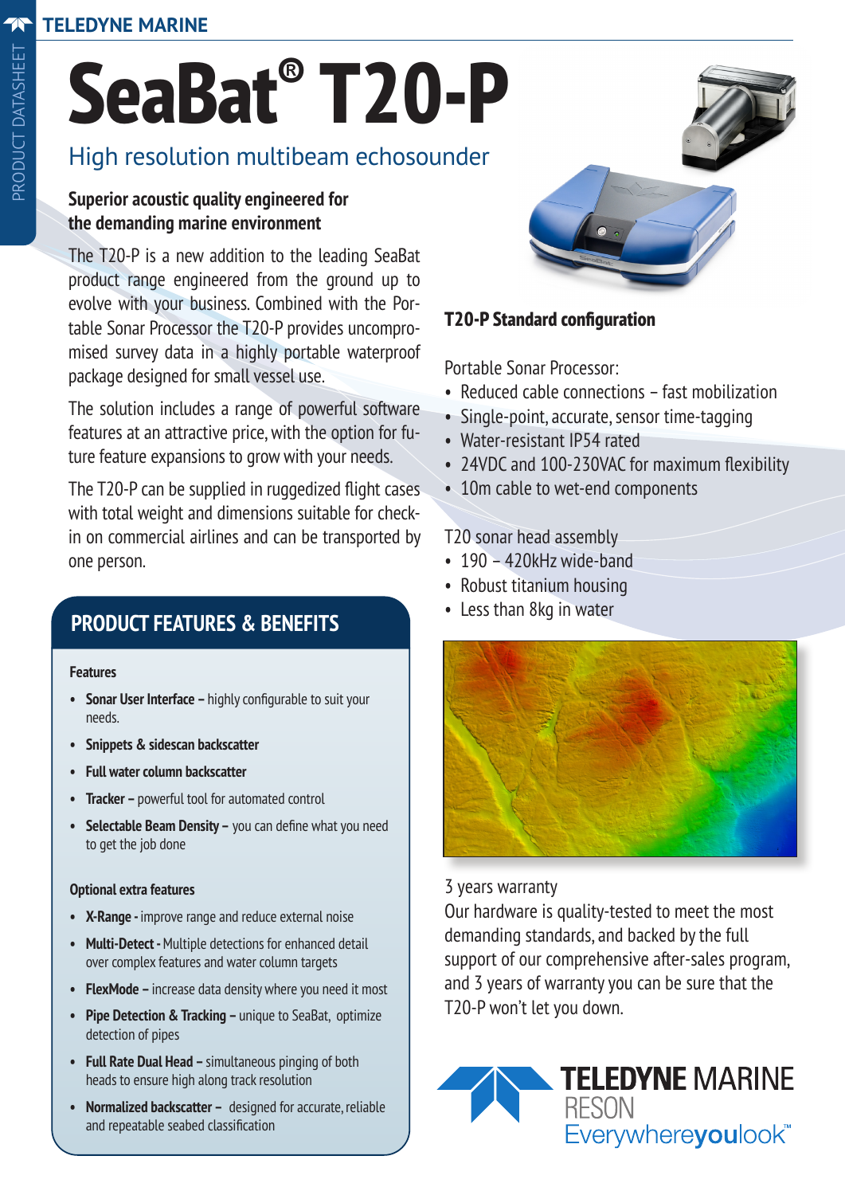# SeaBat® T20-P

## High resolution multibeam echosounder

**Superior acoustic quality engineered for the demanding marine environment**

The T20-P is a new addition to the leading SeaBat product range engineered from the ground up to evolve with your business. Combined with the Portable Sonar Processor the T20-P provides uncompromised survey data in a highly portable waterproof package designed for small vessel use.

The solution includes a range of powerful software features at an attractive price, with the option for future feature expansions to grow with your needs.

The T20-P can be supplied in ruggedized flight cases with total weight and dimensions suitable for check-in on commercial airlines and can be transported by one person.

## PRODUCT FEATURES & BENEFITS

**Features**

- **Sonar User Interface –** highly configurable to suit your needs.
- **Snippets & sidescan backscatter**
- **Full water column backscatter**
- **Tracker –** powerful tool for automated control
- **Selectable Beam Density –** you can define what you need to get the job done

**Optional extra features**

- **X-Range -** improve range and reduce external noise
- **Multi-Detect -** Multiple detections for enhanced detail over complex features and water column targets
- **FlexMode –** increase data density where you need it most
- **Pipe Detection & Tracking –** unique to SeaBat, optimize detection of pipes
- **Full Rate Dual Head –** simultaneous pinging of both heads to ensure high along track resolution
- **Normalized backscatter –** designed for accurate, reliable and repeatable seabed classification

### T20-P Standard configuration

Portable Sonar Processor:

- Reduced cable connections – fast mobilization
- Single-point, accurate, sensor time-tagging
- Water-resistant IP54 rated
- 24VDC and 100-230VAC for maximum flexibility
- 10m cable to wet-end components

T20 sonar head assembly

- 190 – 420kHz wide-band
- Robust titanium housing
- Less than 8kg in water

3 years warranty

Our hardware is quality-tested to meet the most demanding standards, and backed by the full support of our comprehensive after-sales program, and 3 years of warranty you can be sure that the T20-P won't let you down.

TELEDYNE MARINE RESON Everywhereyoulook™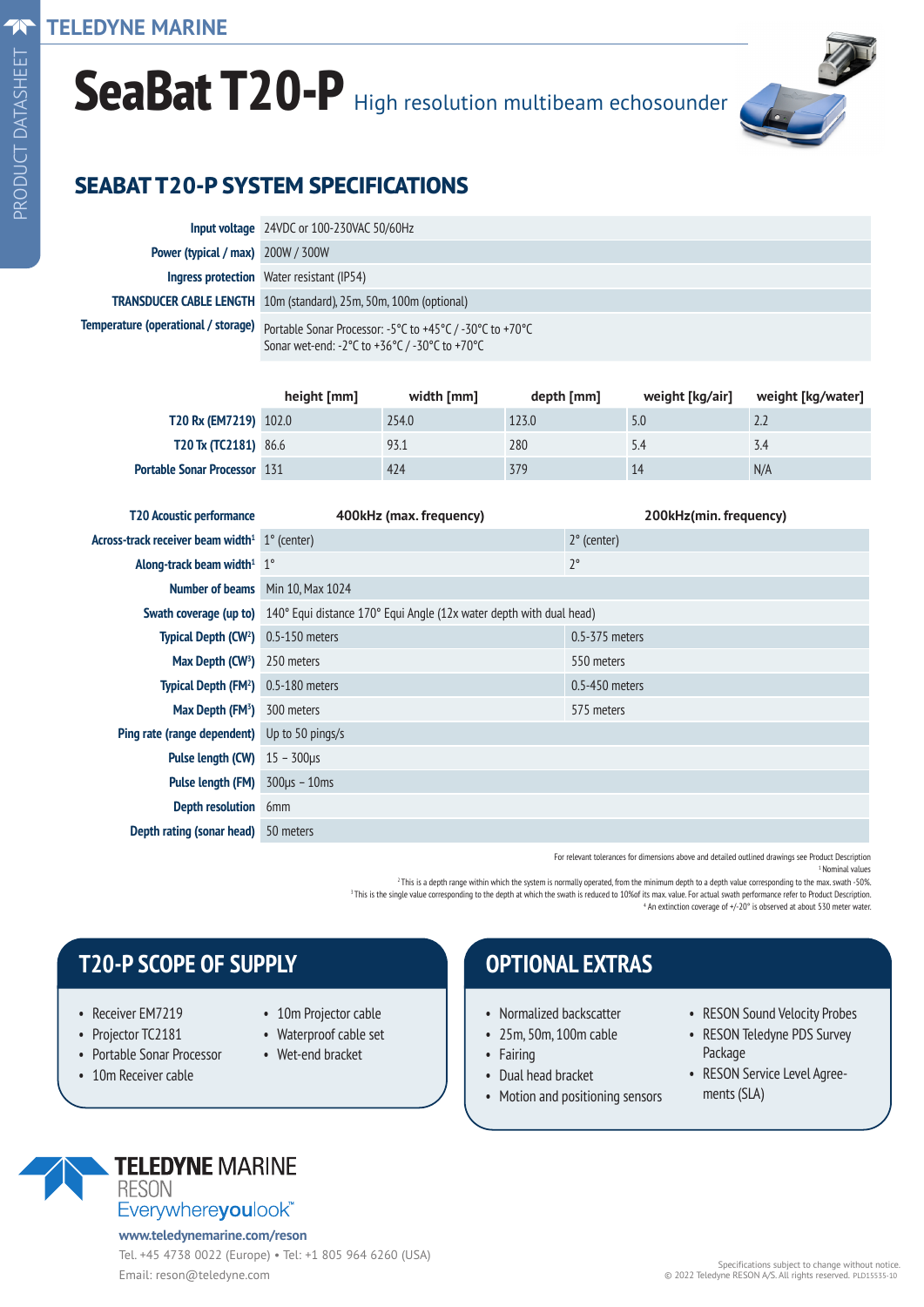TELEDYNE MARINE

PRODUCT DATASHEET

# SeaBat T20-P High resolution multibeam echosounder

## SEABAT T20-P SYSTEM SPECIFICATIONS

| | |
|---|---|
| **Input voltage** | 24VDC or 100-230VAC 50/60Hz |
| **Power (typical / max)** | 200W / 300W |
| **Ingress protection** | Water resistant (IP54) |
| **TRANSDUCER CABLE LENGTH** | 10m (standard), 25m, 50m, 100m (optional) |
| **Temperature (operational / storage)** | Portable Sonar Processor: -5°C to +45°C / -30°C to +70°C<br>Sonar wet-end: -2°C to +36°C / -30°C to +70°C |

| | height [mm] | width [mm] | depth [mm] | weight [kg/air] | weight [kg/water] |
|---|---|---|---|---|---|
| **T20 Rx (EM7219)** | 102.0 | 254.0 | 123.0 | 5.0 | 2.2 |
| **T20 Tx (TC2181)** | 86.6 | 93.1 | 280 | 5.4 | 3.4 |
| **Portable Sonar Processor** | 131 | 424 | 379 | 14 | N/A |

| T20 Acoustic performance | 400kHz (max. frequency) | 200kHz(min. frequency) |
|---|---|---|
| **Across-track receiver beam width[1]** | 1° (center) | 2° (center) |
| **Along-track beam width[1]** | 1° | 2° |
| **Number of beams** | Min 10, Max 1024 | |
| **Swath coverage (up to)** | 140° Equi distance 170° Equi Angle (12x water depth with dual head) | |
| **Typical Depth (CW[2])** | 0.5-150 meters | 0.5-375 meters |
| **Max Depth (CW[3])** | 250 meters | 550 meters |
| **Typical Depth (FM[2])** | 0.5-180 meters | 0.5-450 meters |
| **Max Depth (FM[3])** | 300 meters | 575 meters |
| **Ping rate (range dependent)** | Up to 50 pings/s | |
| **Pulse length (CW)** | 15 – 300µs | |
| **Pulse length (FM)** | 300µs – 10ms | |
| **Depth resolution** | 6mm | |
| **Depth rating (sonar head)** | 50 meters | |

For relevant tolerances for dimensions above and detailed outlined drawings see Product Description
[1] Nominal values
[2] This is a depth range within which the system is normally operated, from the minimum depth to a depth value corresponding to the max. swath -50%.
[3] This is the single value corresponding to the depth at which the swath is reduced to 10%of its max. value. For actual swath performance refer to Product Description.
[4] An extinction coverage of +/-20° is observed at about 530 meter water.

## T20-P SCOPE OF SUPPLY

- Receiver EM7219
- Projector TC2181
- Portable Sonar Processor
- 10m Receiver cable
- 10m Projector cable
- Waterproof cable set
- Wet-end bracket

## OPTIONAL EXTRAS

- Normalized backscatter
- 25m, 50m, 100m cable
- Fairing
- Dual head bracket
- Motion and positioning sensors
- RESON Sound Velocity Probes
- RESON Teledyne PDS Survey Package
- RESON Service Level Agreements (SLA)

TELEDYNE MARINE
RESON
Everywhereyoulook™

www.teledynemarine.com/reson
Tel. +45 4738 0022 (Europe) • Tel: +1 805 964 6260 (USA)
Email: reson@teledyne.com

Specifications subject to change without notice.
© 2022 Teledyne RESON A/S. All rights reserved. PLD15535-10